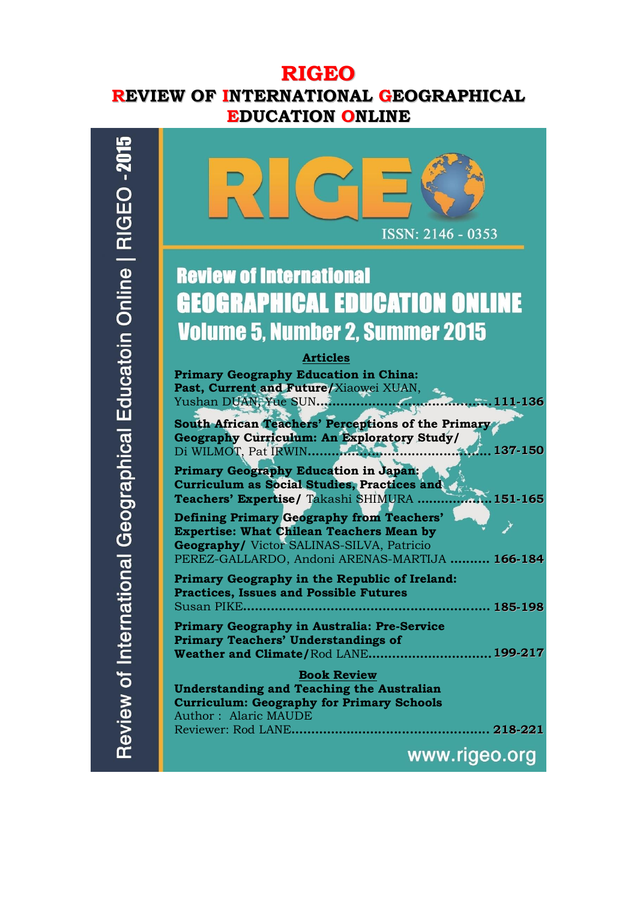# RIGEO

## REVIEW OF INTERNATIONAL GEOGRAPHICAL EDUCATION ONLINE

Review of International Geographical Educatoin Online | RIGEO - 2015

RIGEO

ISSN: 2146 - 0353

## Review of International GEOGRAPHICAL EDUCATION ONLINE Volume 5, Number 2, Summer 2015

### Articles

**Primary Geography Education in China: Past, Current and Future/**Xiaowei XUAN, Yushan DUAN, Yue SUN........................................**111-136**

**South African Teachers' Perceptions of the Primary Geography Curriculum: An Exploratory Study/** Di WILMOT, Pat IRWIN........................................**137-150**

**Primary Geography Education in Japan: Curriculum as Social Studies, Practices and Teachers' Expertise/** Takashi SHIMURA ...................**151-165**

**Defining Primary Geography from Teachers' Expertise: What Chilean Teachers Mean by Geography/** Victor SALINAS-SILVA, Patricio PEREZ-GALLARDO, Andoni ARENAS-MARTIJA .......... **166-184**

**Primary Geography in the Republic of Ireland: Practices, Issues and Possible Futures** Susan PIKE............................................................**185-198**

**Primary Geography in Australia: Pre-Service Primary Teachers' Understandings of Weather and Climate/**Rod LANE..............................**199-217**

### Book Review

**Understanding and Teaching the Australian Curriculum: Geography for Primary Schools**
Author : Alaric MAUDE
Reviewer: Rod LANE.................................................**218-221**

www.rigeo.org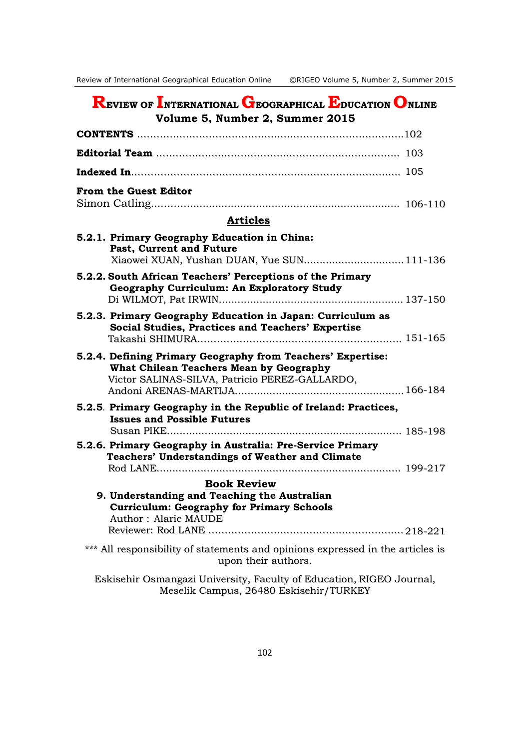# Review of International Geographical Education Online

**Volume 5, Number 2, Summer 2015**

**CONTENTS** .......................................................................................102

**Editorial Team** ............................................................................... 103

**Indexed In**....................................................................................... 105

**From the Guest Editor**
Simon Catling.................................................................................. 106-110

## Articles

**5.2.1. Primary Geography Education in China: Past, Current and Future**
Xiaowei XUAN, Yushan DUAN, Yue SUN................................111-136

**5.2.2. South African Teachers' Perceptions of the Primary Geography Curriculum: An Exploratory Study**
Di WILMOT, Pat IRWIN........................................................... 137-150

**5.2.3. Primary Geography Education in Japan: Curriculum as Social Studies, Practices and Teachers' Expertise**
Takashi SHIMURA............................................................... 151-165

**5.2.4. Defining Primary Geography from Teachers' Expertise: What Chilean Teachers Mean by Geography**
Victor SALINAS-SILVA, Patricio PEREZ-GALLARDO, Andoni ARENAS-MARTIJA.....................................................166-184

**5.2.5. Primary Geography in the Republic of Ireland: Practices, Issues and Possible Futures**
Susan PIKE.......................................................................... 185-198

**5.2.6. Primary Geography in Australia: Pre-Service Primary Teachers' Understandings of Weather and Climate**
Rod LANE............................................................................ 199-217

## Book Review

**9. Understanding and Teaching the Australian Curriculum: Geography for Primary Schools**
Author : Alaric MAUDE
Reviewer: Rod LANE ...........................................................218-221

*** All responsibility of statements and opinions expressed in the articles is upon their authors.

Eskisehir Osmangazi University, Faculty of Education, RIGEO Journal, Meselik Campus, 26480 Eskisehir/TURKEY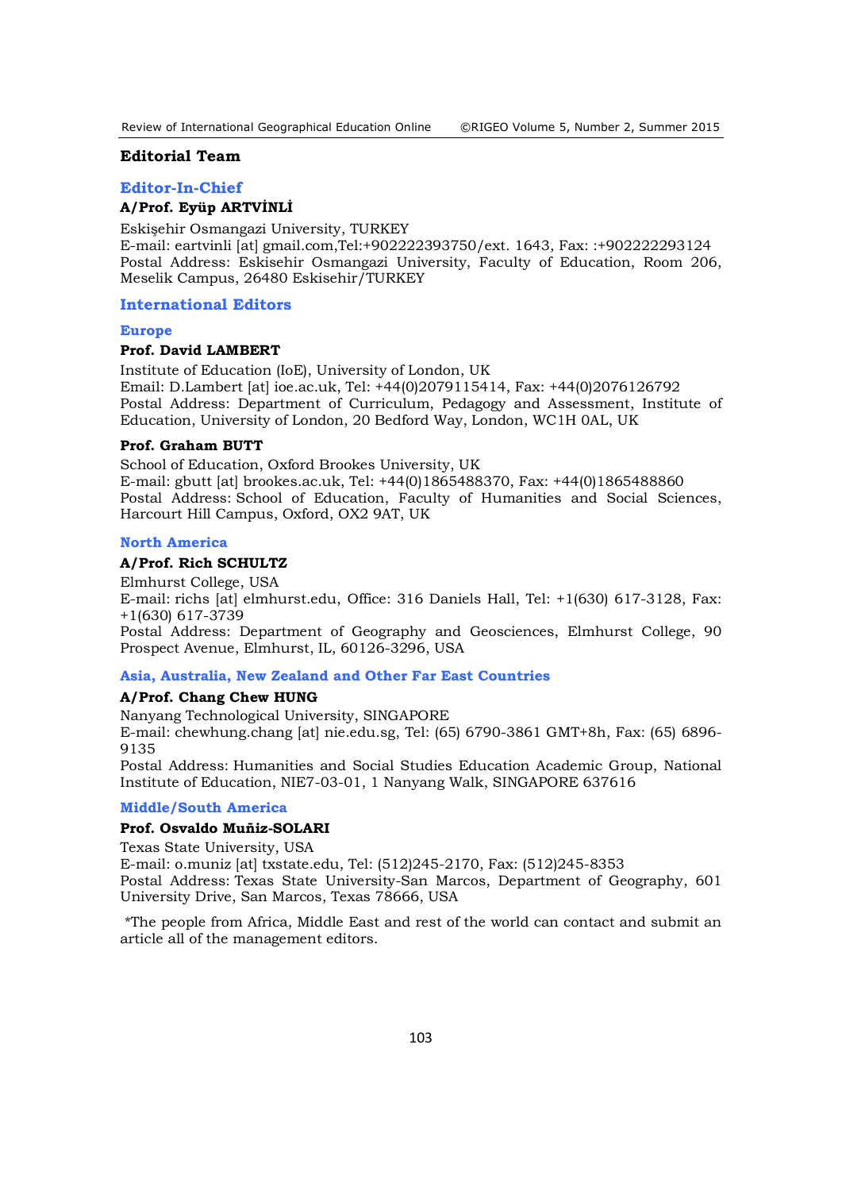## Editorial Team

### Editor-In-Chief

**A/Prof. Eyüp ARTVİNLİ**

Eskişehir Osmangazi University, TURKEY
E-mail: eartvinli [at] gmail.com,Tel:+902222393750/ext. 1643, Fax: :+902222293124
Postal Address: Eskisehir Osmangazi University, Faculty of Education, Room 206, Meselik Campus, 26480 Eskisehir/TURKEY

### International Editors

#### Europe

**Prof. David LAMBERT**

Institute of Education (IoE), University of London, UK
Email: D.Lambert [at] ioe.ac.uk, Tel: +44(0)2079115414, Fax: +44(0)2076126792
Postal Address: Department of Curriculum, Pedagogy and Assessment, Institute of Education, University of London, 20 Bedford Way, London, WC1H 0AL, UK

**Prof. Graham BUTT**

School of Education, Oxford Brookes University, UK
E-mail: gbutt [at] brookes.ac.uk, Tel: +44(0)1865488370, Fax: +44(0)1865488860
Postal Address: School of Education, Faculty of Humanities and Social Sciences, Harcourt Hill Campus, Oxford, OX2 9AT, UK

#### North America

**A/Prof. Rich SCHULTZ**

Elmhurst College, USA
E-mail: richs [at] elmhurst.edu, Office: 316 Daniels Hall, Tel: +1(630) 617-3128, Fax: +1(630) 617-3739
Postal Address: Department of Geography and Geosciences, Elmhurst College, 90 Prospect Avenue, Elmhurst, IL, 60126-3296, USA

#### Asia, Australia, New Zealand and Other Far East Countries

**A/Prof. Chang Chew HUNG**

Nanyang Technological University, SINGAPORE
E-mail: chewhung.chang [at] nie.edu.sg, Tel: (65) 6790-3861 GMT+8h, Fax: (65) 6896-9135
Postal Address: Humanities and Social Studies Education Academic Group, National Institute of Education, NIE7-03-01, 1 Nanyang Walk, SINGAPORE 637616

#### Middle/South America

**Prof. Osvaldo Muñiz-SOLARI**

Texas State University, USA
E-mail: o.muniz [at] txstate.edu, Tel: (512)245-2170, Fax: (512)245-8353
Postal Address: Texas State University-San Marcos, Department of Geography, 601 University Drive, San Marcos, Texas 78666, USA

*The people from Africa, Middle East and rest of the world can contact and submit an article all of the management editors.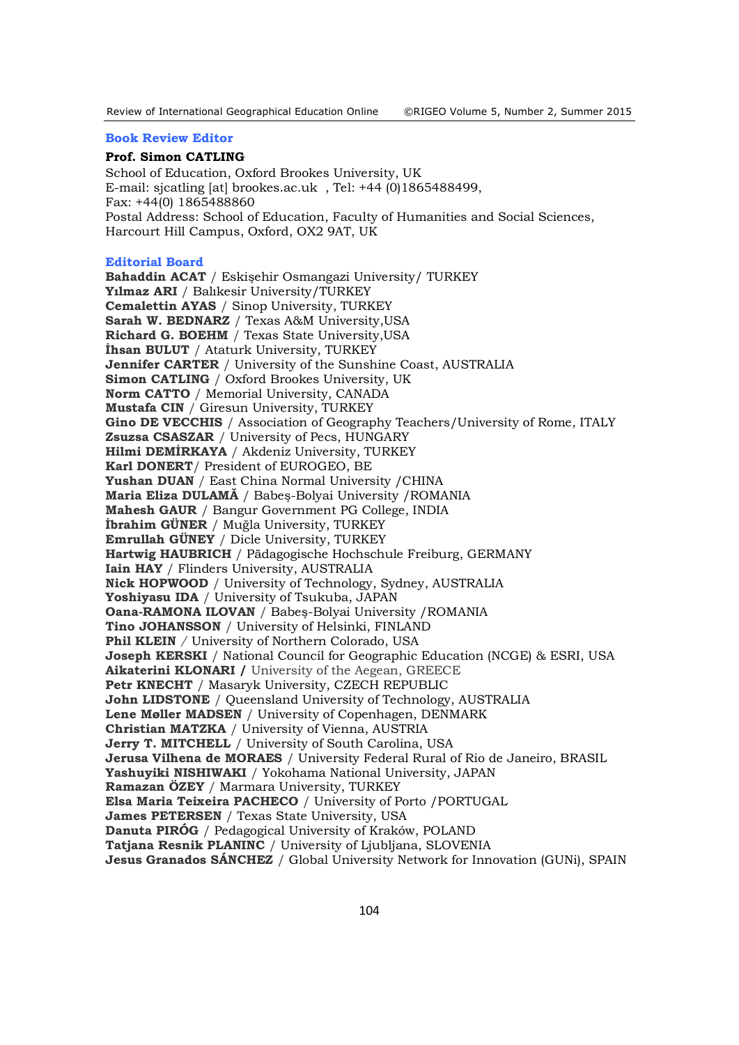## Book Review Editor

**Prof. Simon CATLING**

School of Education, Oxford Brookes University, UK
E-mail: sjcatling [at] brookes.ac.uk , Tel: +44 (0)1865488499,
Fax: +44(0) 1865488860
Postal Address: School of Education, Faculty of Humanities and Social Sciences, Harcourt Hill Campus, Oxford, OX2 9AT, UK

## Editorial Board

**Bahaddin ACAT** / Eskişehir Osmangazi University/ TURKEY
**Yılmaz ARI** / Balıkesir University/TURKEY
**Cemalettin AYAS** / Sinop University, TURKEY
**Sarah W. BEDNARZ** / Texas A&M University,USA
**Richard G. BOEHM** / Texas State University,USA
**İhsan BULUT** / Ataturk University, TURKEY
**Jennifer CARTER** / University of the Sunshine Coast, AUSTRALIA
**Simon CATLING** / Oxford Brookes University, UK
**Norm CATTO** / Memorial University, CANADA
**Mustafa CIN** / Giresun University, TURKEY
**Gino DE VECCHIS** / Association of Geography Teachers/University of Rome, ITALY
**Zsuzsa CSASZAR** / University of Pecs, HUNGARY
**Hilmi DEMİRKAYA** / Akdeniz University, TURKEY
**Karl DONERT**/ President of EUROGEO, BE
**Yushan DUAN** / East China Normal University /CHINA
**Maria Eliza DULAMĂ** / Babeş-Bolyai University /ROMANIA
**Mahesh GAUR** / Bangur Government PG College, INDIA
**İbrahim GÜNER** / Muğla University, TURKEY
**Emrullah GÜNEY** / Dicle University, TURKEY
**Hartwig HAUBRICH** / Pädagogische Hochschule Freiburg, GERMANY
**Iain HAY** / Flinders University, AUSTRALIA
**Nick HOPWOOD** / University of Technology, Sydney, AUSTRALIA
**Yoshiyasu IDA** / University of Tsukuba, JAPAN
**Oana-RAMONA ILOVAN** / Babeş-Bolyai University /ROMANIA
**Tino JOHANSSON** / University of Helsinki, FINLAND
**Phil KLEIN** / University of Northern Colorado, USA
**Joseph KERSKI** / National Council for Geographic Education (NCGE) & ESRI, USA
**Aikaterini KLONARI /** University of the Aegean, GREECE
**Petr KNECHT** / Masaryk University, CZECH REPUBLIC
**John LIDSTONE** / Queensland University of Technology, AUSTRALIA
**Lene Møller MADSEN** / University of Copenhagen, DENMARK
**Christian MATZKA** / University of Vienna, AUSTRIA
**Jerry T. MITCHELL** / University of South Carolina, USA
**Jerusa Vilhena de MORAES** / University Federal Rural of Rio de Janeiro, BRASIL
**Yashuyiki NISHIWAKI** / Yokohama National University, JAPAN
**Ramazan ÖZEY** / Marmara University, TURKEY
**Elsa Maria Teixeira PACHECO** / University of Porto /PORTUGAL
**James PETERSEN** / Texas State University, USA
**Danuta PIRÓG** / Pedagogical University of Kraków, POLAND
**Tatjana Resnik PLANINC** / University of Ljubljana, SLOVENIA
**Jesus Granados SÁNCHEZ** / Global University Network for Innovation (GUNi), SPAIN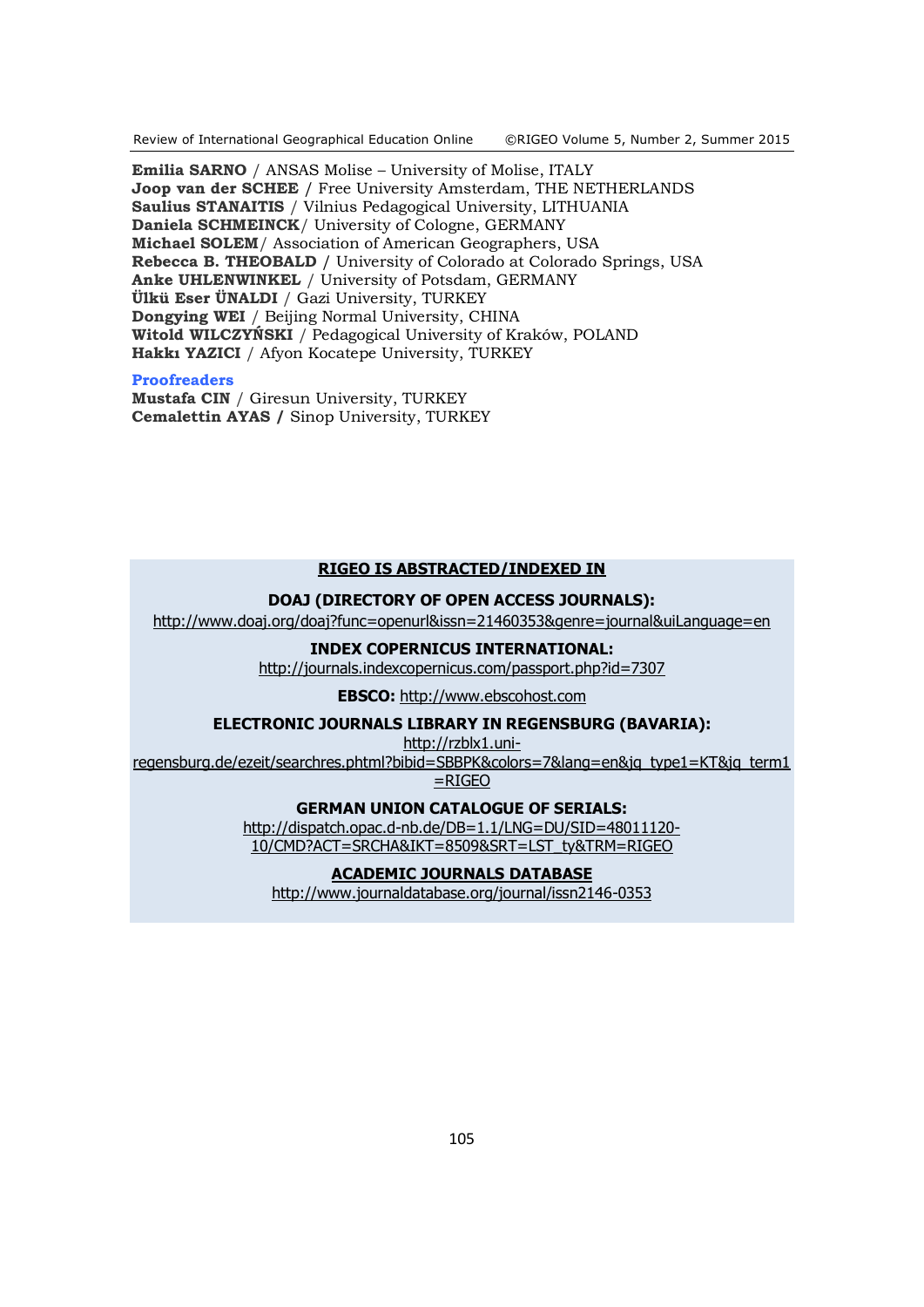**Emilia SARNO** / ANSAS Molise – University of Molise, ITALY
**Joop van der SCHEE** / Free University Amsterdam, THE NETHERLANDS
**Saulius STANAITIS** / Vilnius Pedagogical University, LITHUANIA
**Daniela SCHMEINCK**/ University of Cologne, GERMANY
**Michael SOLEM**/ Association of American Geographers, USA
**Rebecca B. THEOBALD** / University of Colorado at Colorado Springs, USA
**Anke UHLENWINKEL** / University of Potsdam, GERMANY
**Ülkü Eser ÜNALDI** / Gazi University, TURKEY
**Dongying WEI** / Beijing Normal University, CHINA
**Witold WILCZYŃSKI** / Pedagogical University of Kraków, POLAND
**Hakkı YAZICI** / Afyon Kocatepe University, TURKEY

**Proofreaders**

**Mustafa CIN** / Giresun University, TURKEY
**Cemalettin AYAS /** Sinop University, TURKEY

**RIGEO IS ABSTRACTED/INDEXED IN**

**DOAJ (DIRECTORY OF OPEN ACCESS JOURNALS):**
http://www.doaj.org/doaj?func=openurl&issn=21460353&genre=journal&uiLanguage=en

**INDEX COPERNICUS INTERNATIONAL:**
http://journals.indexcopernicus.com/passport.php?id=7307

**EBSCO:** http://www.ebscohost.com

**ELECTRONIC JOURNALS LIBRARY IN REGENSBURG (BAVARIA):**
http://rzblx1.uni-regensburg.de/ezeit/searchres.phtml?bibid=SBBPK&colors=7&lang=en&jq_type1=KT&jq_term1=RIGEO

**GERMAN UNION CATALOGUE OF SERIALS:**
http://dispatch.opac.d-nb.de/DB=1.1/LNG=DU/SID=48011120-10/CMD?ACT=SRCHA&IKT=8509&SRT=LST_ty&TRM=RIGEO

**ACADEMIC JOURNALS DATABASE**
http://www.journaldatabase.org/journal/issn2146-0353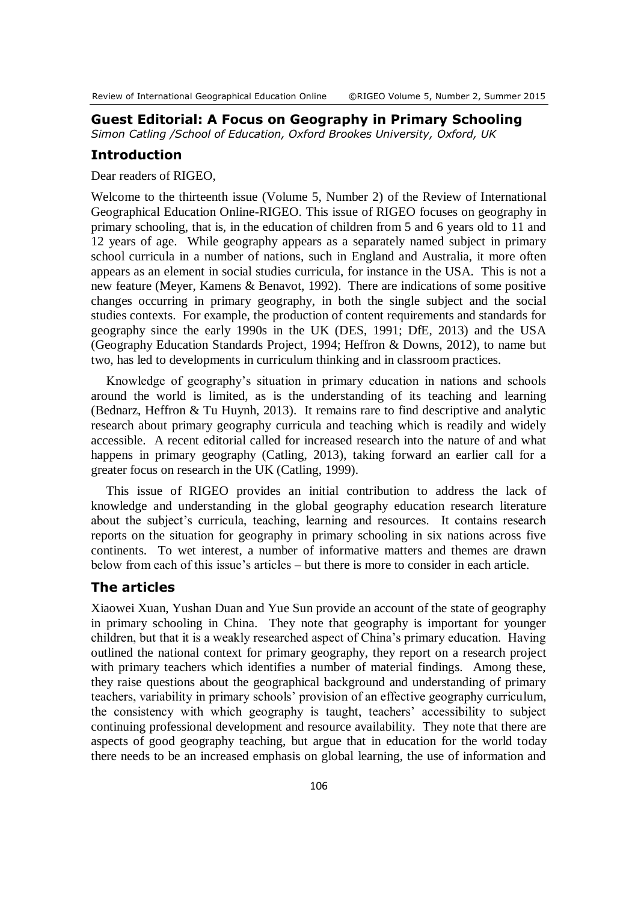## Guest Editorial: A Focus on Geography in Primary Schooling

*Simon Catling /School of Education, Oxford Brookes University, Oxford, UK*

### Introduction

Dear readers of RIGEO,

Welcome to the thirteenth issue (Volume 5, Number 2) of the Review of International Geographical Education Online-RIGEO. This issue of RIGEO focuses on geography in primary schooling, that is, in the education of children from 5 and 6 years old to 11 and 12 years of age. While geography appears as a separately named subject in primary school curricula in a number of nations, such in England and Australia, it more often appears as an element in social studies curricula, for instance in the USA. This is not a new feature (Meyer, Kamens & Benavot, 1992). There are indications of some positive changes occurring in primary geography, in both the single subject and the social studies contexts. For example, the production of content requirements and standards for geography since the early 1990s in the UK (DES, 1991; DfE, 2013) and the USA (Geography Education Standards Project, 1994; Heffron & Downs, 2012), to name but two, has led to developments in curriculum thinking and in classroom practices.

Knowledge of geography's situation in primary education in nations and schools around the world is limited, as is the understanding of its teaching and learning (Bednarz, Heffron & Tu Huynh, 2013). It remains rare to find descriptive and analytic research about primary geography curricula and teaching which is readily and widely accessible. A recent editorial called for increased research into the nature of and what happens in primary geography (Catling, 2013), taking forward an earlier call for a greater focus on research in the UK (Catling, 1999).

This issue of RIGEO provides an initial contribution to address the lack of knowledge and understanding in the global geography education research literature about the subject's curricula, teaching, learning and resources. It contains research reports on the situation for geography in primary schooling in six nations across five continents. To wet interest, a number of informative matters and themes are drawn below from each of this issue's articles – but there is more to consider in each article.

### The articles

Xiaowei Xuan, Yushan Duan and Yue Sun provide an account of the state of geography in primary schooling in China. They note that geography is important for younger children, but that it is a weakly researched aspect of China's primary education. Having outlined the national context for primary geography, they report on a research project with primary teachers which identifies a number of material findings. Among these, they raise questions about the geographical background and understanding of primary teachers, variability in primary schools' provision of an effective geography curriculum, the consistency with which geography is taught, teachers' accessibility to subject continuing professional development and resource availability. They note that there are aspects of good geography teaching, but argue that in education for the world today there needs to be an increased emphasis on global learning, the use of information and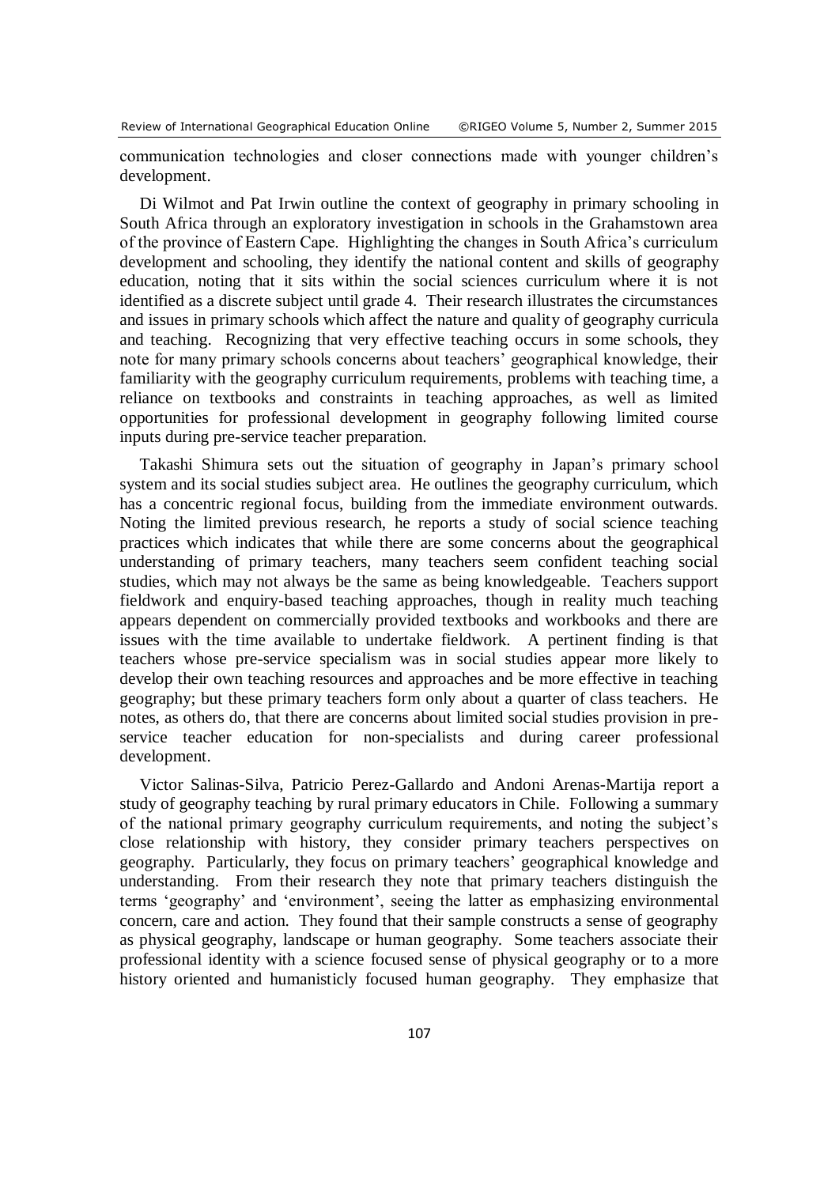communication technologies and closer connections made with younger children's development.

Di Wilmot and Pat Irwin outline the context of geography in primary schooling in South Africa through an exploratory investigation in schools in the Grahamstown area of the province of Eastern Cape. Highlighting the changes in South Africa's curriculum development and schooling, they identify the national content and skills of geography education, noting that it sits within the social sciences curriculum where it is not identified as a discrete subject until grade 4. Their research illustrates the circumstances and issues in primary schools which affect the nature and quality of geography curricula and teaching. Recognizing that very effective teaching occurs in some schools, they note for many primary schools concerns about teachers' geographical knowledge, their familiarity with the geography curriculum requirements, problems with teaching time, a reliance on textbooks and constraints in teaching approaches, as well as limited opportunities for professional development in geography following limited course inputs during pre-service teacher preparation.

Takashi Shimura sets out the situation of geography in Japan's primary school system and its social studies subject area. He outlines the geography curriculum, which has a concentric regional focus, building from the immediate environment outwards. Noting the limited previous research, he reports a study of social science teaching practices which indicates that while there are some concerns about the geographical understanding of primary teachers, many teachers seem confident teaching social studies, which may not always be the same as being knowledgeable. Teachers support fieldwork and enquiry-based teaching approaches, though in reality much teaching appears dependent on commercially provided textbooks and workbooks and there are issues with the time available to undertake fieldwork. A pertinent finding is that teachers whose pre-service specialism was in social studies appear more likely to develop their own teaching resources and approaches and be more effective in teaching geography; but these primary teachers form only about a quarter of class teachers. He notes, as others do, that there are concerns about limited social studies provision in pre-service teacher education for non-specialists and during career professional development.

Victor Salinas-Silva, Patricio Perez-Gallardo and Andoni Arenas-Martija report a study of geography teaching by rural primary educators in Chile. Following a summary of the national primary geography curriculum requirements, and noting the subject's close relationship with history, they consider primary teachers perspectives on geography. Particularly, they focus on primary teachers' geographical knowledge and understanding. From their research they note that primary teachers distinguish the terms 'geography' and 'environment', seeing the latter as emphasizing environmental concern, care and action. They found that their sample constructs a sense of geography as physical geography, landscape or human geography. Some teachers associate their professional identity with a science focused sense of physical geography or to a more history oriented and humanisticly focused human geography. They emphasize that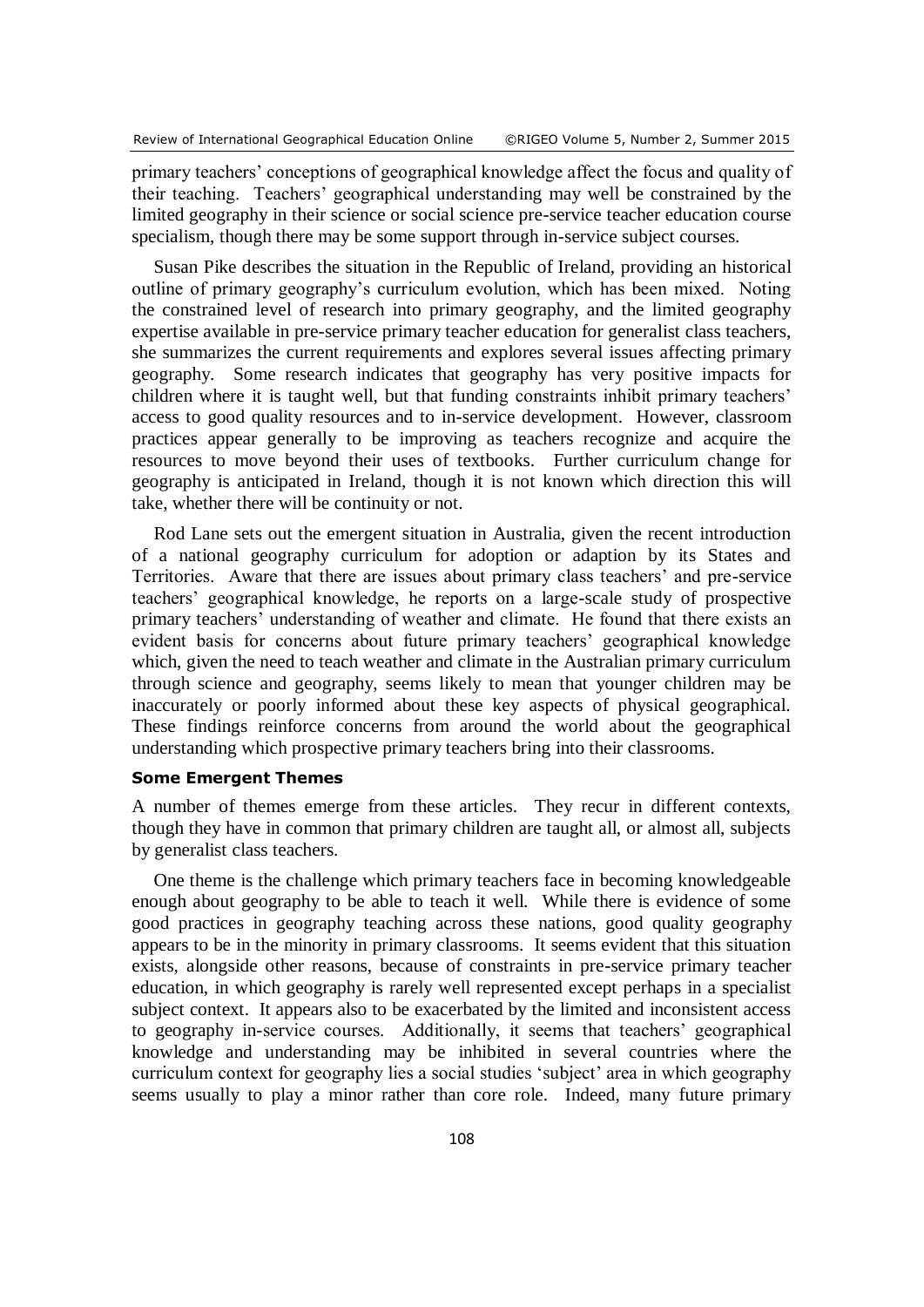primary teachers' conceptions of geographical knowledge affect the focus and quality of their teaching. Teachers' geographical understanding may well be constrained by the limited geography in their science or social science pre-service teacher education course specialism, though there may be some support through in-service subject courses.

Susan Pike describes the situation in the Republic of Ireland, providing an historical outline of primary geography's curriculum evolution, which has been mixed. Noting the constrained level of research into primary geography, and the limited geography expertise available in pre-service primary teacher education for generalist class teachers, she summarizes the current requirements and explores several issues affecting primary geography. Some research indicates that geography has very positive impacts for children where it is taught well, but that funding constraints inhibit primary teachers' access to good quality resources and to in-service development. However, classroom practices appear generally to be improving as teachers recognize and acquire the resources to move beyond their uses of textbooks. Further curriculum change for geography is anticipated in Ireland, though it is not known which direction this will take, whether there will be continuity or not.

Rod Lane sets out the emergent situation in Australia, given the recent introduction of a national geography curriculum for adoption or adaption by its States and Territories. Aware that there are issues about primary class teachers' and pre-service teachers' geographical knowledge, he reports on a large-scale study of prospective primary teachers' understanding of weather and climate. He found that there exists an evident basis for concerns about future primary teachers' geographical knowledge which, given the need to teach weather and climate in the Australian primary curriculum through science and geography, seems likely to mean that younger children may be inaccurately or poorly informed about these key aspects of physical geographical. These findings reinforce concerns from around the world about the geographical understanding which prospective primary teachers bring into their classrooms.

#### Some Emergent Themes

A number of themes emerge from these articles. They recur in different contexts, though they have in common that primary children are taught all, or almost all, subjects by generalist class teachers.

One theme is the challenge which primary teachers face in becoming knowledgeable enough about geography to be able to teach it well. While there is evidence of some good practices in geography teaching across these nations, good quality geography appears to be in the minority in primary classrooms. It seems evident that this situation exists, alongside other reasons, because of constraints in pre-service primary teacher education, in which geography is rarely well represented except perhaps in a specialist subject context. It appears also to be exacerbated by the limited and inconsistent access to geography in-service courses. Additionally, it seems that teachers' geographical knowledge and understanding may be inhibited in several countries where the curriculum context for geography lies a social studies 'subject' area in which geography seems usually to play a minor rather than core role. Indeed, many future primary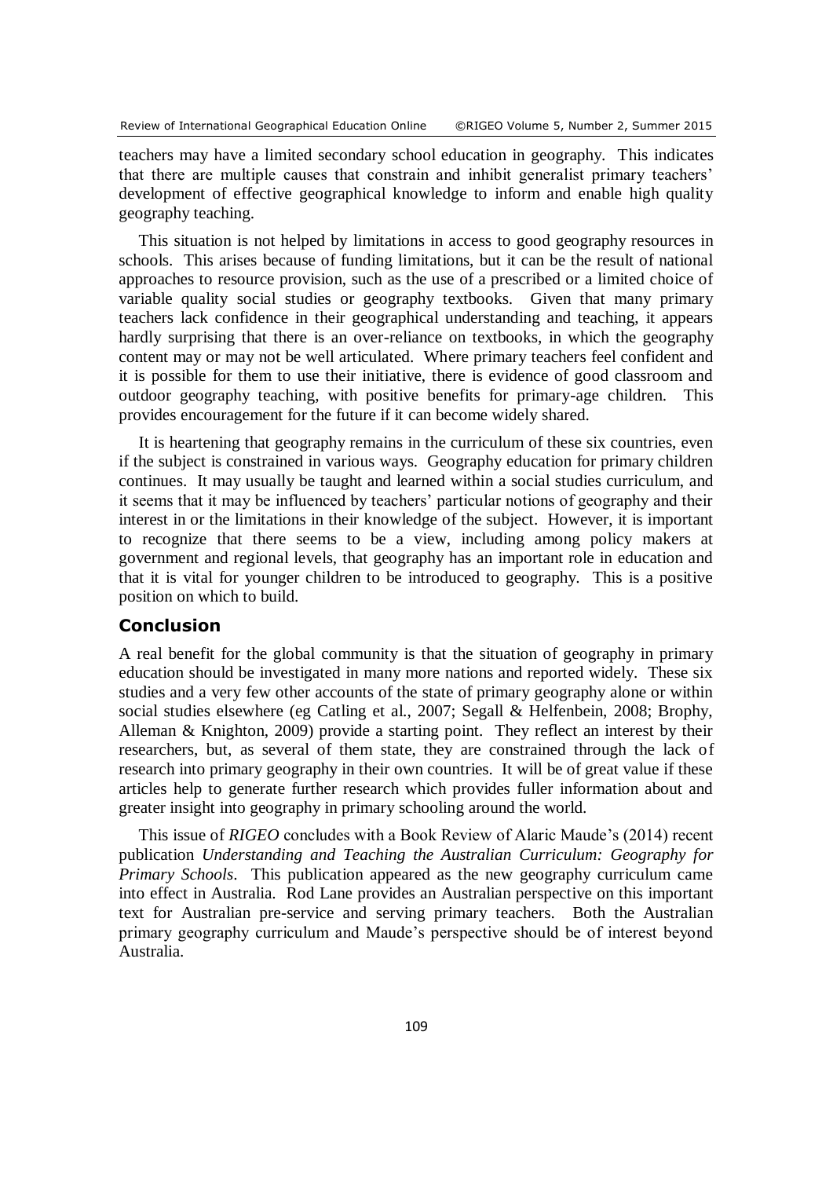teachers may have a limited secondary school education in geography. This indicates that there are multiple causes that constrain and inhibit generalist primary teachers' development of effective geographical knowledge to inform and enable high quality geography teaching.

This situation is not helped by limitations in access to good geography resources in schools. This arises because of funding limitations, but it can be the result of national approaches to resource provision, such as the use of a prescribed or a limited choice of variable quality social studies or geography textbooks. Given that many primary teachers lack confidence in their geographical understanding and teaching, it appears hardly surprising that there is an over-reliance on textbooks, in which the geography content may or may not be well articulated. Where primary teachers feel confident and it is possible for them to use their initiative, there is evidence of good classroom and outdoor geography teaching, with positive benefits for primary-age children. This provides encouragement for the future if it can become widely shared.

It is heartening that geography remains in the curriculum of these six countries, even if the subject is constrained in various ways. Geography education for primary children continues. It may usually be taught and learned within a social studies curriculum, and it seems that it may be influenced by teachers' particular notions of geography and their interest in or the limitations in their knowledge of the subject. However, it is important to recognize that there seems to be a view, including among policy makers at government and regional levels, that geography has an important role in education and that it is vital for younger children to be introduced to geography. This is a positive position on which to build.

## Conclusion

A real benefit for the global community is that the situation of geography in primary education should be investigated in many more nations and reported widely. These six studies and a very few other accounts of the state of primary geography alone or within social studies elsewhere (eg Catling et al., 2007; Segall & Helfenbein, 2008; Brophy, Alleman & Knighton, 2009) provide a starting point. They reflect an interest by their researchers, but, as several of them state, they are constrained through the lack of research into primary geography in their own countries. It will be of great value if these articles help to generate further research which provides fuller information about and greater insight into geography in primary schooling around the world.

This issue of *RIGEO* concludes with a Book Review of Alaric Maude's (2014) recent publication *Understanding and Teaching the Australian Curriculum: Geography for Primary Schools*. This publication appeared as the new geography curriculum came into effect in Australia. Rod Lane provides an Australian perspective on this important text for Australian pre-service and serving primary teachers. Both the Australian primary geography curriculum and Maude's perspective should be of interest beyond Australia.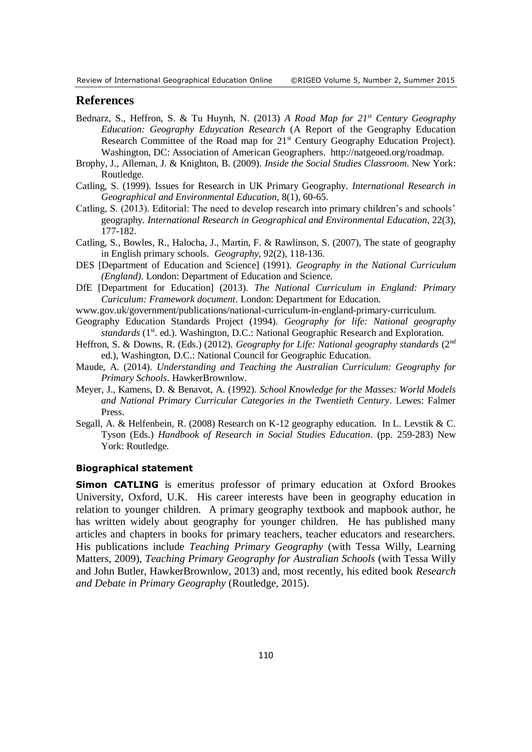## References

Bednarz, S., Heffron, S. & Tu Huynh, N. (2013) *A Road Map for 21st Century Geography Education: Geography Eduycation Research* (A Report of the Geography Education Research Committee of the Road map for 21st Century Geography Education Project). Washington, DC: Association of American Geographers. http://natgeoed.org/roadmap.

Brophy, J., Alleman, J. & Knighton, B. (2009). *Inside the Social Studies Classroom*. New York: Routledge.

Catling, S. (1999). Issues for Research in UK Primary Geography. *International Research in Geographical and Environmental Education*, 8(1), 60-65.

Catling, S. (2013). Editorial: The need to develop research into primary children's and schools' geography. *International Research in Geographical and Environmental Education*, 22(3), 177-182.

Catling, S., Bowles, R., Halocha, J., Martin, F. & Rawlinson, S. (2007), The state of geography in English primary schools. *Geography*, 92(2), 118-136.

DES [Department of Education and Science] (1991). *Geography in the National Curriculum (England)*. London: Department of Education and Science.

DfE [Department for Education] (2013). *The National Curriculum in England: Primary Curiculum: Framework document*. London: Department for Education.

www.gov.uk/government/publications/national-curriculum-in-england-primary-curriculum.

Geography Education Standards Project (1994). *Geography for life: National geography standards* (1st. ed.). Washington, D.C.: National Geographic Research and Exploration.

Heffron, S. & Downs, R. (Eds.) (2012). *Geography for Life: National geography standards* (2nd ed.), Washington, D.C.: National Council for Geographic Education.

Maude, A. (2014). *Understanding and Teaching the Australian Curriculum: Geography for Primary Schools*. HawkerBrownlow.

Meyer, J., Kamens, D. & Benavot, A. (1992). *School Knowledge for the Masses: World Models and National Primary Curricular Categories in the Twentieth Century*. Lewes: Falmer Press.

Segall, A. & Helfenbein, R. (2008) Research on K-12 geography education. In L. Levstik & C. Tyson (Eds.) *Handbook of Research in Social Studies Education*. (pp. 259-283) New York: Routledge.

#### Biographical statement

**Simon CATLING** is emeritus professor of primary education at Oxford Brookes University, Oxford, U.K. His career interests have been in geography education in relation to younger children. A primary geography textbook and mapbook author, he has written widely about geography for younger children. He has published many articles and chapters in books for primary teachers, teacher educators and researchers. His publications include *Teaching Primary Geography* (with Tessa Willy, Learning Matters, 2009), *Teaching Primary Geography for Australian Schools* (with Tessa Willy and John Butler, HawkerBrownlow, 2013) and, most recently, his edited book *Research and Debate in Primary Geography* (Routledge, 2015).